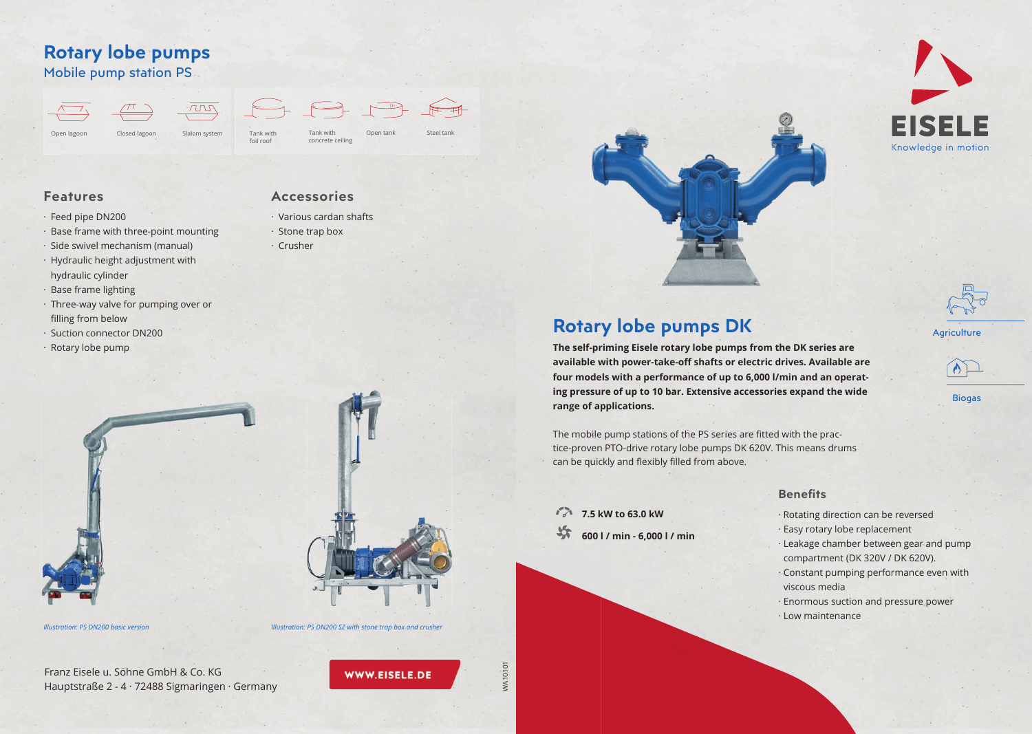# Rotary lobe pumps

## Mobile pump station PS

Open lagoon · Closed lagoon · Slalom system · Tank with foil roof · Tank with concrete ceiling · Open tank · Steel tank

### Features

- Feed pipe DN200
- Base frame with three-point mounting
- Side swivel mechanism (manual)
- Hydraulic height adjustment with hydraulic cylinder
- Base frame lighting
- Three-way valve for pumping over or filling from below
- Suction connector DN200
- Rotary lobe pump

### Accessories

- Various cardan shafts
- Stone trap box
- Crusher

*Illustration: PS DN200 basic version*

*Illustration: PS DN200 SZ with stone trap box and crusher*

Franz Eisele u. Söhne GmbH & Co. KG
Hauptstraße 2 - 4 · 72488 Sigmaringen · Germany

**WWW.EISELE.DE**

WA10101

EISELE
Knowledge in motion

Agriculture

Biogas

## Rotary lobe pumps DK

**The self-priming Eisele rotary lobe pumps from the DK series are available with power-take-off shafts or electric drives. Available are four models with a performance of up to 6,000 l/min and an operating pressure of up to 10 bar. Extensive accessories expand the wide range of applications.**

The mobile pump stations of the PS series are fitted with the practice-proven PTO-drive rotary lobe pumps DK 620V. This means drums can be quickly and flexibly filled from above.

**7.5 kW to 63.0 kW**

**600 l / min - 6,000 l / min**

### Benefits

- Rotating direction can be reversed
- Easy rotary lobe replacement
- Leakage chamber between gear and pump compartment (DK 320V / DK 620V).
- Constant pumping performance even with viscous media
- Enormous suction and pressure power
- Low maintenance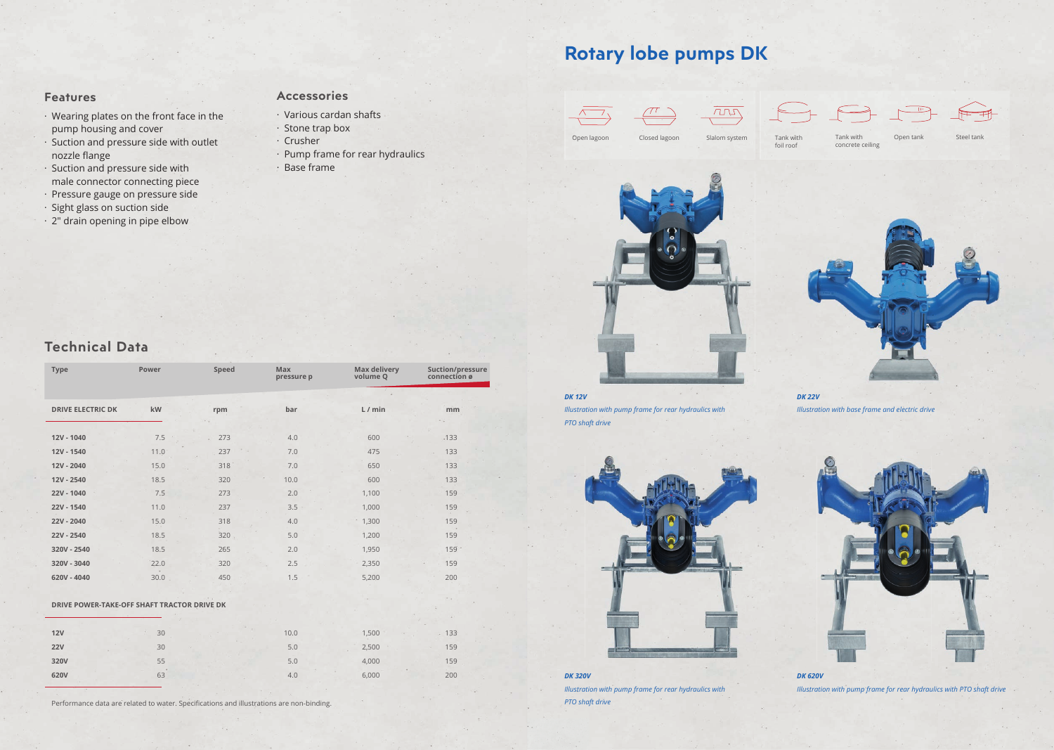# Rotary lobe pumps DK

Open lagoon
Closed lagoon
Slalom system
Tank with foil roof
Tank with concrete ceiling
Open tank
Steel tank

## Features

- Wearing plates on the front face in the pump housing and cover
- Suction and pressure side with outlet nozzle flange
- Suction and pressure side with male connector connecting piece
- Pressure gauge on pressure side
- Sight glass on suction side
- 2" drain opening in pipe elbow

## Accessories

- Various cardan shafts
- Stone trap box
- Crusher
- Pump frame for rear hydraulics
- Base frame

## Technical Data

| Type | Power | Speed | Max pressure p | Max delivery volume Q | Suction/pressure connection ø |
|---|---|---|---|---|---|
| **DRIVE ELECTRIC DK** | kW | rpm | bar | L / min | mm |
| **12V - 1040** | 7.5 | 273 | 4.0 | 600 | 133 |
| **12V - 1540** | 11.0 | 237 | 7.0 | 475 | 133 |
| **12V - 2040** | 15.0 | 318 | 7.0 | 650 | 133 |
| **12V - 2540** | 18.5 | 320 | 10.0 | 600 | 133 |
| **22V - 1040** | 7.5 | 273 | 2.0 | 1,100 | 159 |
| **22V - 1540** | 11.0 | 237 | 3.5 | 1,000 | 159 |
| **22V - 2040** | 15.0 | 318 | 4.0 | 1,300 | 159 |
| **22V - 2540** | 18.5 | 320 | 5.0 | 1,200 | 159 |
| **320V - 2540** | 18.5 | 265 | 2.0 | 1,950 | 159 |
| **320V - 3040** | 22.0 | 320 | 2.5 | 2,350 | 159 |
| **620V - 4040** | 30.0 | 450 | 1.5 | 5,200 | 200 |
| **DRIVE POWER-TAKE-OFF SHAFT TRACTOR DRIVE DK** | | | | | |
| **12V** | 30 | | 10.0 | 1,500 | 133 |
| **22V** | 30 | | 5.0 | 2,500 | 159 |
| **320V** | 55 | | 5.0 | 4,000 | 159 |
| **620V** | 63 | | 4.0 | 6,000 | 200 |

Performance data are related to water. Specifications and illustrations are non-binding.

***DK 12V***
*Illustration with pump frame for rear hydraulics with PTO shaft drive*

***DK 22V***
*Illustration with base frame and electric drive*

***DK 320V***
*Illustration with pump frame for rear hydraulics with PTO shaft drive*

***DK 620V***
*Illustration with pump frame for rear hydraulics with PTO shaft drive*